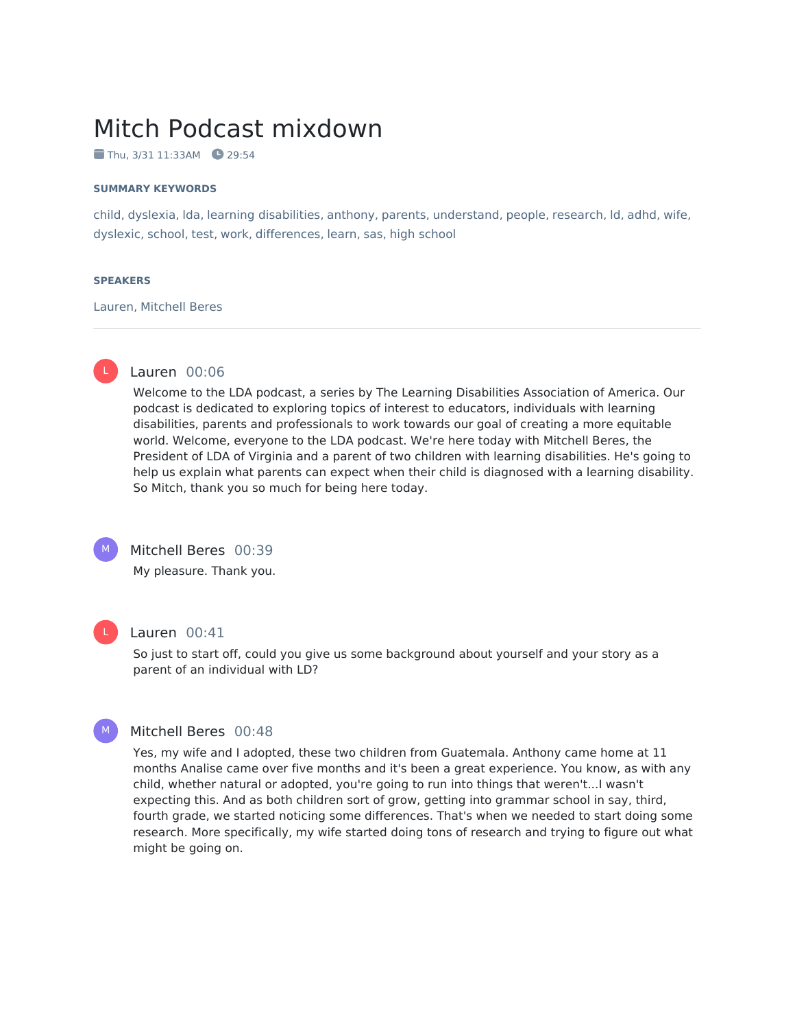# Mitch Podcast mixdown

Thu, 3/31 11:33AM 29:54

**SUMMARY KEYWORDS**

child, dyslexia, lda, learning disabilities, anthony, parents, understand, people, research, ld, adhd, wife, dyslexic, school, test, work, differences, learn, sas, high school

**SPEAKERS**

Lauren, Mitchell Beres

---

**Lauren** 00:06

Welcome to the LDA podcast, a series by The Learning Disabilities Association of America. Our podcast is dedicated to exploring topics of interest to educators, individuals with learning disabilities, parents and professionals to work towards our goal of creating a more equitable world. Welcome, everyone to the LDA podcast. We're here today with Mitchell Beres, the President of LDA of Virginia and a parent of two children with learning disabilities. He's going to help us explain what parents can expect when their child is diagnosed with a learning disability. So Mitch, thank you so much for being here today.

**Mitchell Beres** 00:39

My pleasure. Thank you.

**Lauren** 00:41

So just to start off, could you give us some background about yourself and your story as a parent of an individual with LD?

**Mitchell Beres** 00:48

Yes, my wife and I adopted, these two children from Guatemala. Anthony came home at 11 months Analise came over five months and it's been a great experience. You know, as with any child, whether natural or adopted, you're going to run into things that weren't...I wasn't expecting this. And as both children sort of grow, getting into grammar school in say, third, fourth grade, we started noticing some differences. That's when we needed to start doing some research. More specifically, my wife started doing tons of research and trying to figure out what might be going on.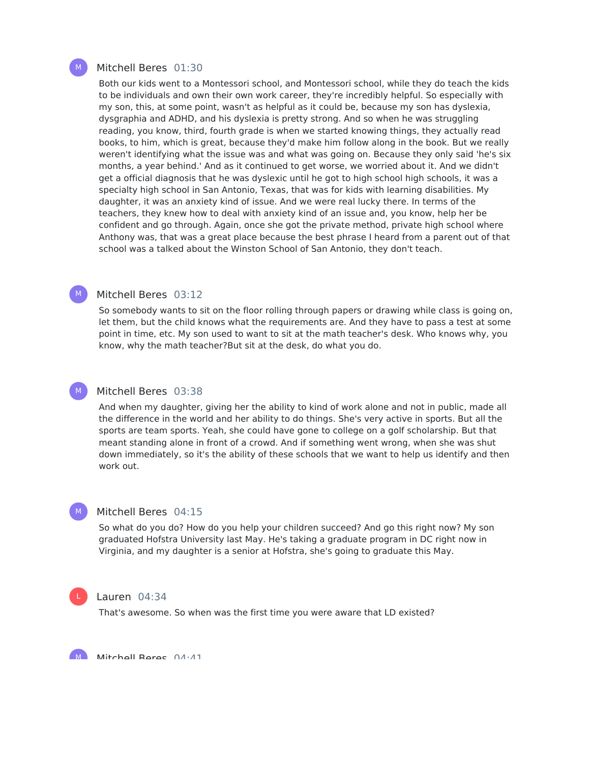**Mitchell Beres** 01:30

Both our kids went to a Montessori school, and Montessori school, while they do teach the kids to be individuals and own their own work career, they're incredibly helpful. So especially with my son, this, at some point, wasn't as helpful as it could be, because my son has dyslexia, dysgraphia and ADHD, and his dyslexia is pretty strong. And so when he was struggling reading, you know, third, fourth grade is when we started knowing things, they actually read books, to him, which is great, because they'd make him follow along in the book. But we really weren't identifying what the issue was and what was going on. Because they only said 'he's six months, a year behind.' And as it continued to get worse, we worried about it. And we didn't get a official diagnosis that he was dyslexic until he got to high school high schools, it was a specialty high school in San Antonio, Texas, that was for kids with learning disabilities. My daughter, it was an anxiety kind of issue. And we were real lucky there. In terms of the teachers, they knew how to deal with anxiety kind of an issue and, you know, help her be confident and go through. Again, once she got the private method, private high school where Anthony was, that was a great place because the best phrase I heard from a parent out of that school was a talked about the Winston School of San Antonio, they don't teach.

**Mitchell Beres** 03:12

So somebody wants to sit on the floor rolling through papers or drawing while class is going on, let them, but the child knows what the requirements are. And they have to pass a test at some point in time, etc. My son used to want to sit at the math teacher's desk. Who knows why, you know, why the math teacher?But sit at the desk, do what you do.

**Mitchell Beres** 03:38

And when my daughter, giving her the ability to kind of work alone and not in public, made all the difference in the world and her ability to do things. She's very active in sports. But all the sports are team sports. Yeah, she could have gone to college on a golf scholarship. But that meant standing alone in front of a crowd. And if something went wrong, when she was shut down immediately, so it's the ability of these schools that we want to help us identify and then work out.

**Mitchell Beres** 04:15

So what do you do? How do you help your children succeed? And go this right now? My son graduated Hofstra University last May. He's taking a graduate program in DC right now in Virginia, and my daughter is a senior at Hofstra, she's going to graduate this May.

**Lauren** 04:34

That's awesome. So when was the first time you were aware that LD existed?

**Mitchell Beres** 04:41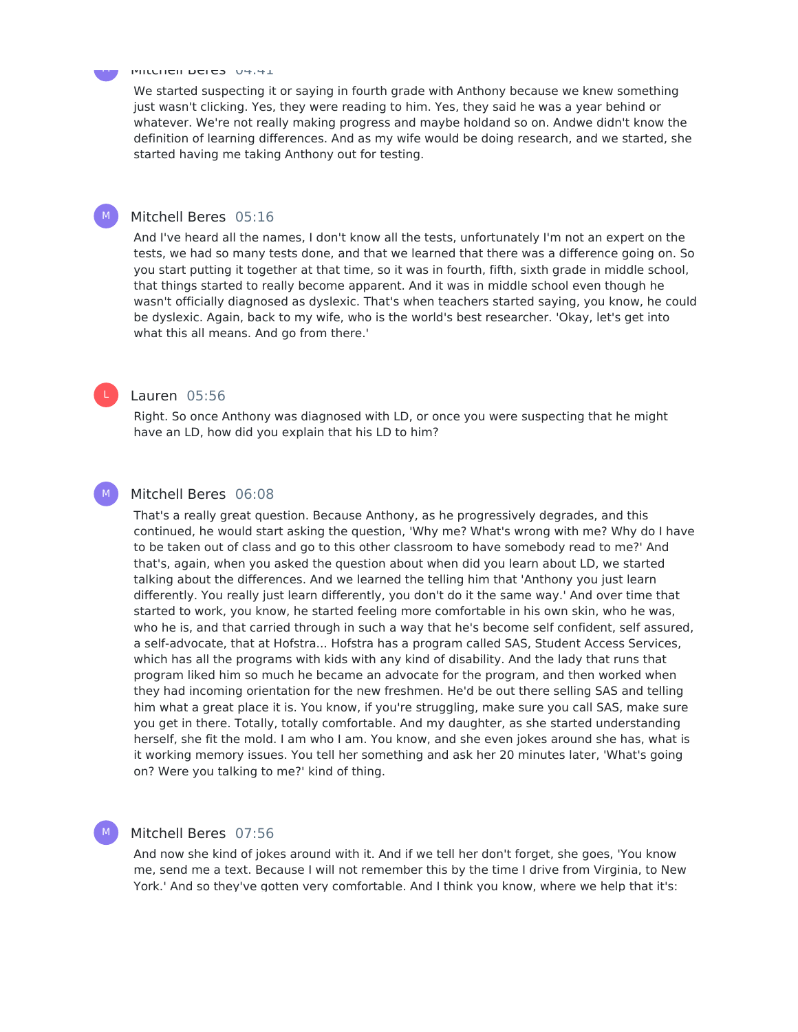Mitchell Beres 04:41

We started suspecting it or saying in fourth grade with Anthony because we knew something just wasn't clicking. Yes, they were reading to him. Yes, they said he was a year behind or whatever. We're not really making progress and maybe holdand so on. Andwe didn't know the definition of learning differences. And as my wife would be doing research, and we started, she started having me taking Anthony out for testing.

Mitchell Beres 05:16

And I've heard all the names, I don't know all the tests, unfortunately I'm not an expert on the tests, we had so many tests done, and that we learned that there was a difference going on. So you start putting it together at that time, so it was in fourth, fifth, sixth grade in middle school, that things started to really become apparent. And it was in middle school even though he wasn't officially diagnosed as dyslexic. That's when teachers started saying, you know, he could be dyslexic. Again, back to my wife, who is the world's best researcher. 'Okay, let's get into what this all means. And go from there.'

Lauren 05:56

Right. So once Anthony was diagnosed with LD, or once you were suspecting that he might have an LD, how did you explain that his LD to him?

Mitchell Beres 06:08

That's a really great question. Because Anthony, as he progressively degrades, and this continued, he would start asking the question, 'Why me? What's wrong with me? Why do I have to be taken out of class and go to this other classroom to have somebody read to me?' And that's, again, when you asked the question about when did you learn about LD, we started talking about the differences. And we learned the telling him that 'Anthony you just learn differently. You really just learn differently, you don't do it the same way.' And over time that started to work, you know, he started feeling more comfortable in his own skin, who he was, who he is, and that carried through in such a way that he's become self confident, self assured, a self-advocate, that at Hofstra... Hofstra has a program called SAS, Student Access Services, which has all the programs with kids with any kind of disability. And the lady that runs that program liked him so much he became an advocate for the program, and then worked when they had incoming orientation for the new freshmen. He'd be out there selling SAS and telling him what a great place it is. You know, if you're struggling, make sure you call SAS, make sure you get in there. Totally, totally comfortable. And my daughter, as she started understanding herself, she fit the mold. I am who I am. You know, and she even jokes around she has, what is it working memory issues. You tell her something and ask her 20 minutes later, 'What's going on? Were you talking to me?' kind of thing.

Mitchell Beres 07:56

And now she kind of jokes around with it. And if we tell her don't forget, she goes, 'You know me, send me a text. Because I will not remember this by the time I drive from Virginia, to New York.' And so they've gotten very comfortable. And I think you know, where we help that it's: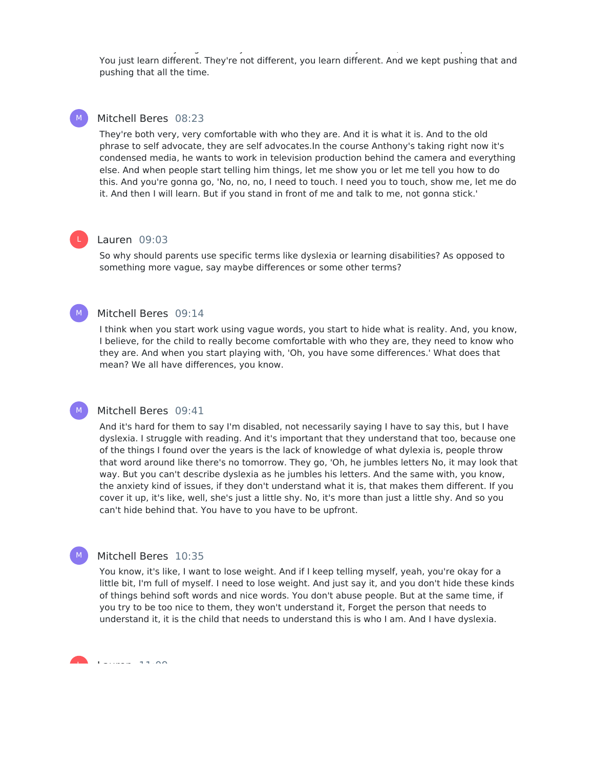You just learn different. They're not different, you learn different. And we kept pushing that and pushing that all the time.

**Mitchell Beres** 08:23

They're both very, very comfortable with who they are. And it is what it is. And to the old phrase to self advocate, they are self advocates.In the course Anthony's taking right now it's condensed media, he wants to work in television production behind the camera and everything else. And when people start telling him things, let me show you or let me tell you how to do this. And you're gonna go, 'No, no, no, I need to touch. I need you to touch, show me, let me do it. And then I will learn. But if you stand in front of me and talk to me, not gonna stick.'

**Lauren** 09:03

So why should parents use specific terms like dyslexia or learning disabilities? As opposed to something more vague, say maybe differences or some other terms?

**Mitchell Beres** 09:14

I think when you start work using vague words, you start to hide what is reality. And, you know, I believe, for the child to really become comfortable with who they are, they need to know who they are. And when you start playing with, 'Oh, you have some differences.' What does that mean? We all have differences, you know.

**Mitchell Beres** 09:41

And it's hard for them to say I'm disabled, not necessarily saying I have to say this, but I have dyslexia. I struggle with reading. And it's important that they understand that too, because one of the things I found over the years is the lack of knowledge of what dylexia is, people throw that word around like there's no tomorrow. They go, 'Oh, he jumbles letters No, it may look that way. But you can't describe dyslexia as he jumbles his letters. And the same with, you know, the anxiety kind of issues, if they don't understand what it is, that makes them different. If you cover it up, it's like, well, she's just a little shy. No, it's more than just a little shy. And so you can't hide behind that. You have to you have to be upfront.

**Mitchell Beres** 10:35

You know, it's like, I want to lose weight. And if I keep telling myself, yeah, you're okay for a little bit, I'm full of myself. I need to lose weight. And just say it, and you don't hide these kinds of things behind soft words and nice words. You don't abuse people. But at the same time, if you try to be too nice to them, they won't understand it, Forget the person that needs to understand it, it is the child that needs to understand this is who I am. And I have dyslexia.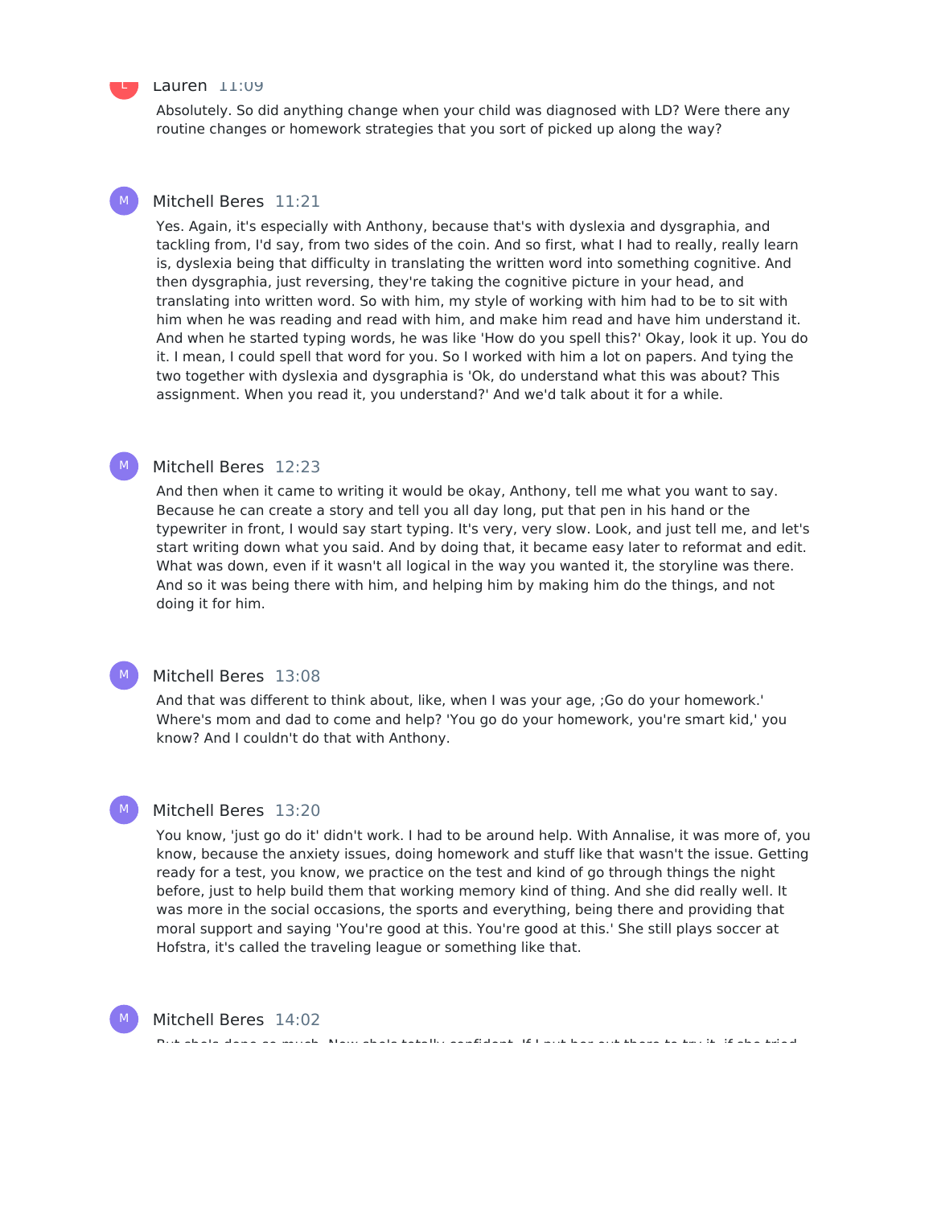Lauren 11:09

Absolutely. So did anything change when your child was diagnosed with LD? Were there any routine changes or homework strategies that you sort of picked up along the way?

Mitchell Beres 11:21

Yes. Again, it's especially with Anthony, because that's with dyslexia and dysgraphia, and tackling from, I'd say, from two sides of the coin. And so first, what I had to really, really learn is, dyslexia being that difficulty in translating the written word into something cognitive. And then dysgraphia, just reversing, they're taking the cognitive picture in your head, and translating into written word. So with him, my style of working with him had to be to sit with him when he was reading and read with him, and make him read and have him understand it. And when he started typing words, he was like 'How do you spell this?' Okay, look it up. You do it. I mean, I could spell that word for you. So I worked with him a lot on papers. And tying the two together with dyslexia and dysgraphia is 'Ok, do understand what this was about? This assignment. When you read it, you understand?' And we'd talk about it for a while.

Mitchell Beres 12:23

And then when it came to writing it would be okay, Anthony, tell me what you want to say. Because he can create a story and tell you all day long, put that pen in his hand or the typewriter in front, I would say start typing. It's very, very slow. Look, and just tell me, and let's start writing down what you said. And by doing that, it became easy later to reformat and edit. What was down, even if it wasn't all logical in the way you wanted it, the storyline was there. And so it was being there with him, and helping him by making him do the things, and not doing it for him.

Mitchell Beres 13:08

And that was different to think about, like, when I was your age, ;Go do your homework.' Where's mom and dad to come and help? 'You go do your homework, you're smart kid,' you know? And I couldn't do that with Anthony.

Mitchell Beres 13:20

You know, 'just go do it' didn't work. I had to be around help. With Annalise, it was more of, you know, because the anxiety issues, doing homework and stuff like that wasn't the issue. Getting ready for a test, you know, we practice on the test and kind of go through things the night before, just to help build them that working memory kind of thing. And she did really well. It was more in the social occasions, the sports and everything, being there and providing that moral support and saying 'You're good at this. You're good at this.' She still plays soccer at Hofstra, it's called the traveling league or something like that.

Mitchell Beres 14:02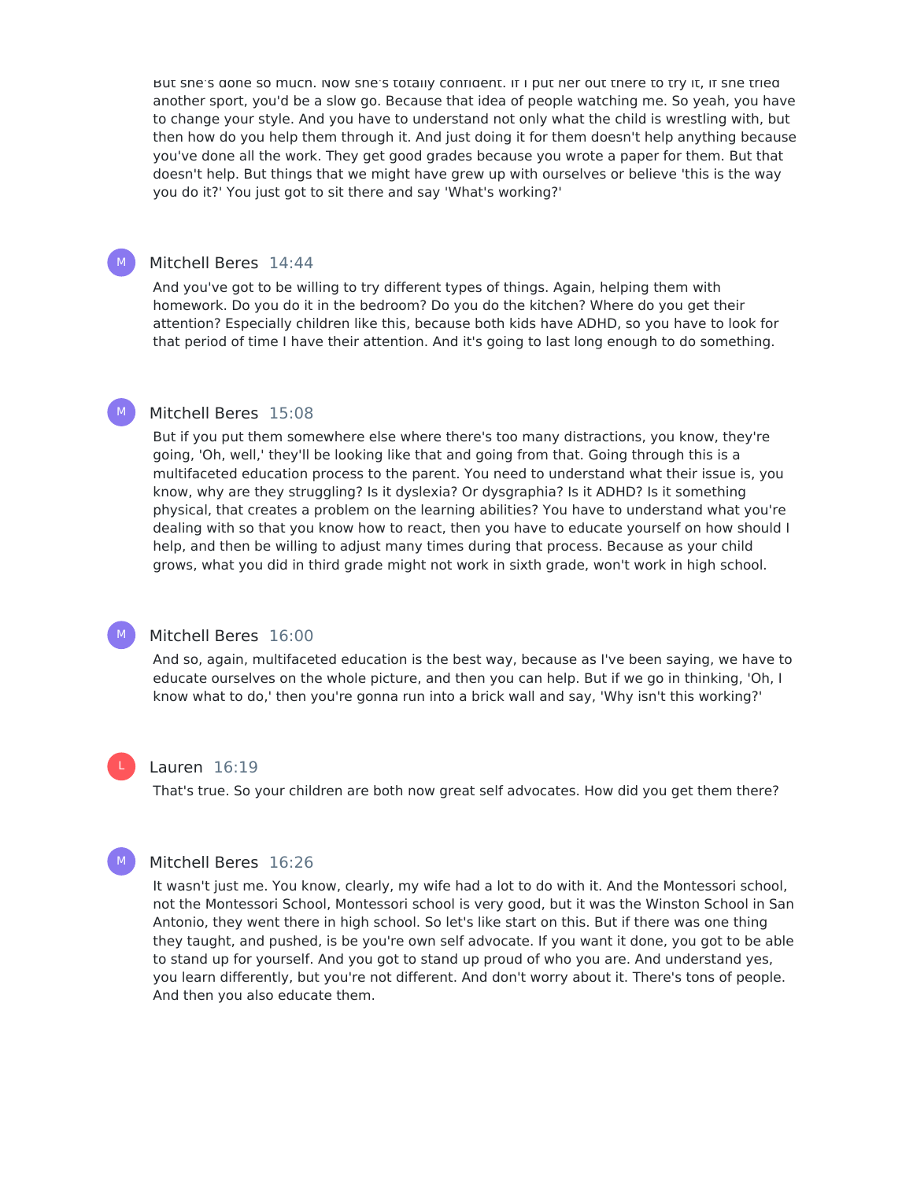But she's done so much. Now she's totally confident. If I put her out there to try it, if she tried another sport, you'd be a slow go. Because that idea of people watching me. So yeah, you have to change your style. And you have to understand not only what the child is wrestling with, but then how do you help them through it. And just doing it for them doesn't help anything because you've done all the work. They get good grades because you wrote a paper for them. But that doesn't help. But things that we might have grew up with ourselves or believe 'this is the way you do it?' You just got to sit there and say 'What's working?'

**Mitchell Beres** 14:44

And you've got to be willing to try different types of things. Again, helping them with homework. Do you do it in the bedroom? Do you do the kitchen? Where do you get their attention? Especially children like this, because both kids have ADHD, so you have to look for that period of time I have their attention. And it's going to last long enough to do something.

**Mitchell Beres** 15:08

But if you put them somewhere else where there's too many distractions, you know, they're going, 'Oh, well,' they'll be looking like that and going from that. Going through this is a multifaceted education process to the parent. You need to understand what their issue is, you know, why are they struggling? Is it dyslexia? Or dysgraphia? Is it ADHD? Is it something physical, that creates a problem on the learning abilities? You have to understand what you're dealing with so that you know how to react, then you have to educate yourself on how should I help, and then be willing to adjust many times during that process. Because as your child grows, what you did in third grade might not work in sixth grade, won't work in high school.

**Mitchell Beres** 16:00

And so, again, multifaceted education is the best way, because as I've been saying, we have to educate ourselves on the whole picture, and then you can help. But if we go in thinking, 'Oh, I know what to do,' then you're gonna run into a brick wall and say, 'Why isn't this working?'

**Lauren** 16:19

That's true. So your children are both now great self advocates. How did you get them there?

**Mitchell Beres** 16:26

It wasn't just me. You know, clearly, my wife had a lot to do with it. And the Montessori school, not the Montessori School, Montessori school is very good, but it was the Winston School in San Antonio, they went there in high school. So let's like start on this. But if there was one thing they taught, and pushed, is be you're own self advocate. If you want it done, you got to be able to stand up for yourself. And you got to stand up proud of who you are. And understand yes, you learn differently, but you're not different. And don't worry about it. There's tons of people. And then you also educate them.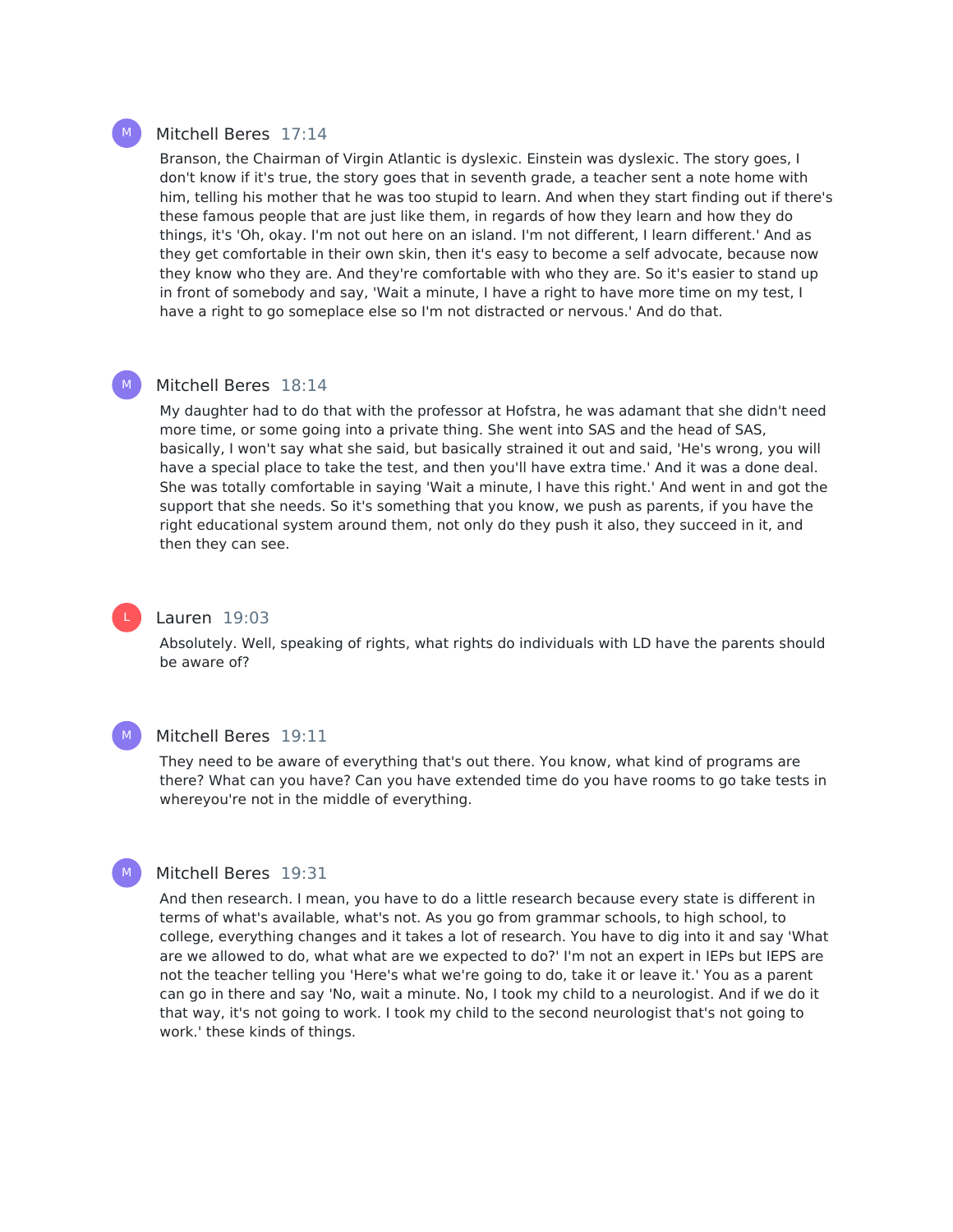M

Mitchell Beres 17:14

Branson, the Chairman of Virgin Atlantic is dyslexic. Einstein was dyslexic. The story goes, I don't know if it's true, the story goes that in seventh grade, a teacher sent a note home with him, telling his mother that he was too stupid to learn. And when they start finding out if there's these famous people that are just like them, in regards of how they learn and how they do things, it's 'Oh, okay. I'm not out here on an island. I'm not different, I learn different.' And as they get comfortable in their own skin, then it's easy to become a self advocate, because now they know who they are. And they're comfortable with who they are. So it's easier to stand up in front of somebody and say, 'Wait a minute, I have a right to have more time on my test, I have a right to go someplace else so I'm not distracted or nervous.' And do that.

M

Mitchell Beres 18:14

My daughter had to do that with the professor at Hofstra, he was adamant that she didn't need more time, or some going into a private thing. She went into SAS and the head of SAS, basically, I won't say what she said, but basically strained it out and said, 'He's wrong, you will have a special place to take the test, and then you'll have extra time.' And it was a done deal. She was totally comfortable in saying 'Wait a minute, I have this right.' And went in and got the support that she needs. So it's something that you know, we push as parents, if you have the right educational system around them, not only do they push it also, they succeed in it, and then they can see.

L

Lauren 19:03

Absolutely. Well, speaking of rights, what rights do individuals with LD have the parents should be aware of?

M

Mitchell Beres 19:11

They need to be aware of everything that's out there. You know, what kind of programs are there? What can you have? Can you have extended time do you have rooms to go take tests in whereyou're not in the middle of everything.

M

Mitchell Beres 19:31

And then research. I mean, you have to do a little research because every state is different in terms of what's available, what's not. As you go from grammar schools, to high school, to college, everything changes and it takes a lot of research. You have to dig into it and say 'What are we allowed to do, what what are we expected to do?' I'm not an expert in IEPs but IEPS are not the teacher telling you 'Here's what we're going to do, take it or leave it.' You as a parent can go in there and say 'No, wait a minute. No, I took my child to a neurologist. And if we do it that way, it's not going to work. I took my child to the second neurologist that's not going to work.' these kinds of things.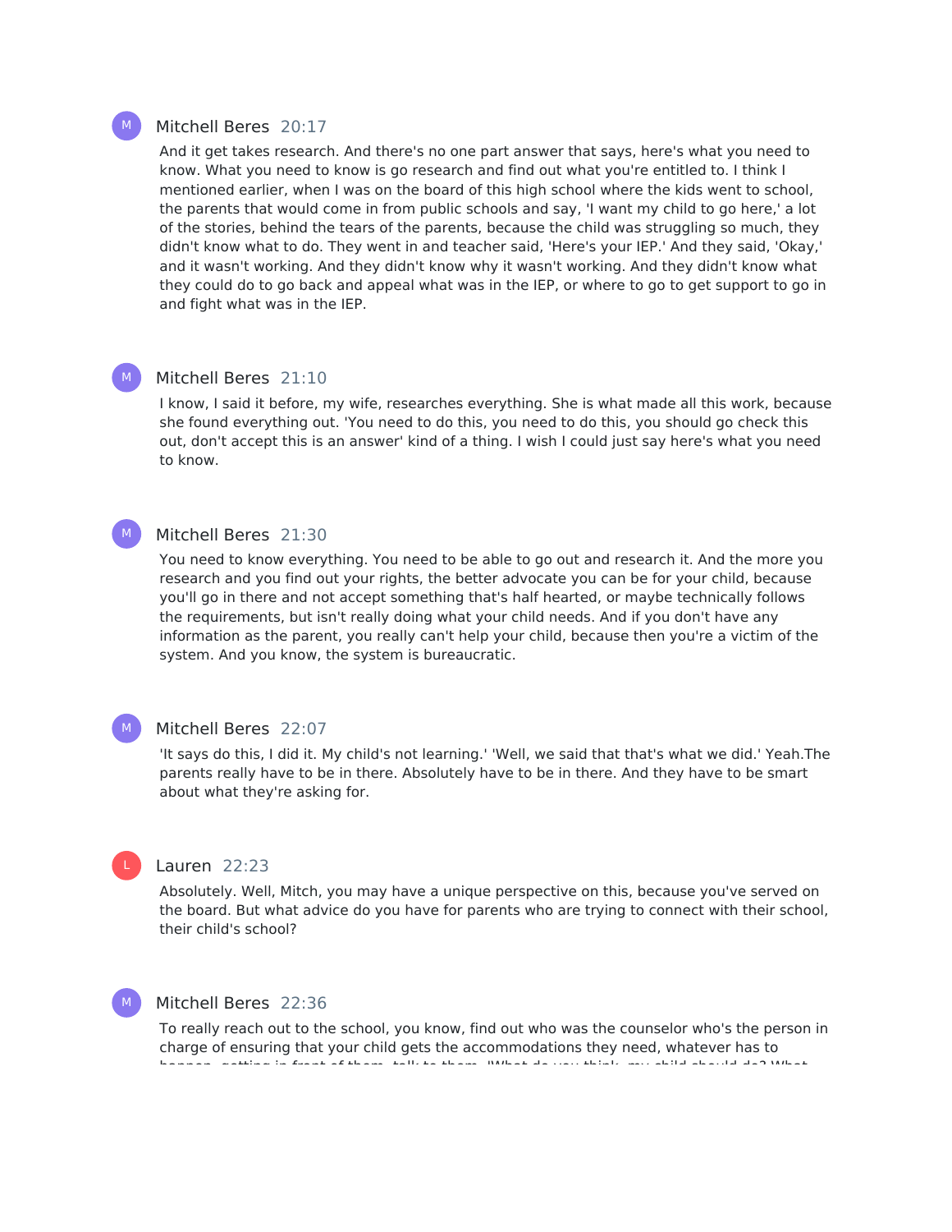Mitchell Beres 20:17

And it get takes research. And there's no one part answer that says, here's what you need to know. What you need to know is go research and find out what you're entitled to. I think I mentioned earlier, when I was on the board of this high school where the kids went to school, the parents that would come in from public schools and say, 'I want my child to go here,' a lot of the stories, behind the tears of the parents, because the child was struggling so much, they didn't know what to do. They went in and teacher said, 'Here's your IEP.' And they said, 'Okay,' and it wasn't working. And they didn't know why it wasn't working. And they didn't know what they could do to go back and appeal what was in the IEP, or where to go to get support to go in and fight what was in the IEP.

Mitchell Beres 21:10

I know, I said it before, my wife, researches everything. She is what made all this work, because she found everything out. 'You need to do this, you need to do this, you should go check this out, don't accept this is an answer' kind of a thing. I wish I could just say here's what you need to know.

Mitchell Beres 21:30

You need to know everything. You need to be able to go out and research it. And the more you research and you find out your rights, the better advocate you can be for your child, because you'll go in there and not accept something that's half hearted, or maybe technically follows the requirements, but isn't really doing what your child needs. And if you don't have any information as the parent, you really can't help your child, because then you're a victim of the system. And you know, the system is bureaucratic.

Mitchell Beres 22:07

'It says do this, I did it. My child's not learning.' 'Well, we said that that's what we did.' Yeah.The parents really have to be in there. Absolutely have to be in there. And they have to be smart about what they're asking for.

Lauren 22:23

Absolutely. Well, Mitch, you may have a unique perspective on this, because you've served on the board. But what advice do you have for parents who are trying to connect with their school, their child's school?

Mitchell Beres 22:36

To really reach out to the school, you know, find out who was the counselor who's the person in charge of ensuring that your child gets the accommodations they need, whatever has to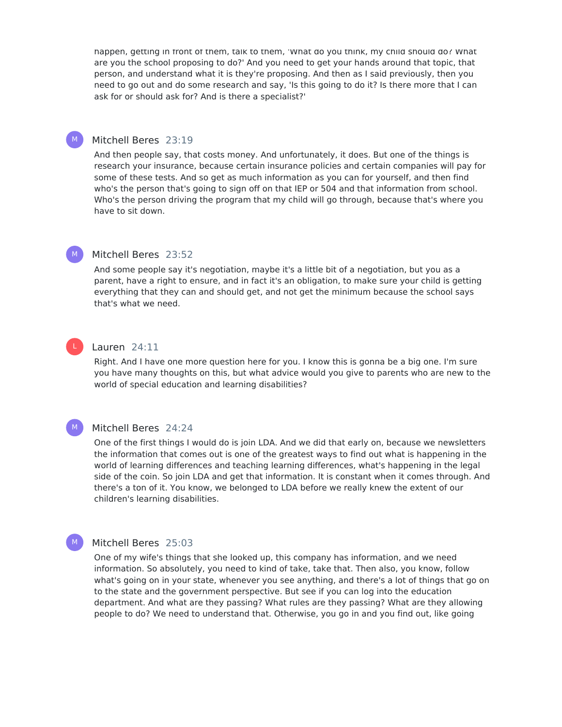happen, getting in front of them, talk to them, 'What do you think, my child should do? What are you the school proposing to do?' And you need to get your hands around that topic, that person, and understand what it is they're proposing. And then as I said previously, then you need to go out and do some research and say, 'Is this going to do it? Is there more that I can ask for or should ask for? And is there a specialist?'

**Mitchell Beres** 23:19

And then people say, that costs money. And unfortunately, it does. But one of the things is research your insurance, because certain insurance policies and certain companies will pay for some of these tests. And so get as much information as you can for yourself, and then find who's the person that's going to sign off on that IEP or 504 and that information from school. Who's the person driving the program that my child will go through, because that's where you have to sit down.

**Mitchell Beres** 23:52

And some people say it's negotiation, maybe it's a little bit of a negotiation, but you as a parent, have a right to ensure, and in fact it's an obligation, to make sure your child is getting everything that they can and should get, and not get the minimum because the school says that's what we need.

**Lauren** 24:11

Right. And I have one more question here for you. I know this is gonna be a big one. I'm sure you have many thoughts on this, but what advice would you give to parents who are new to the world of special education and learning disabilities?

**Mitchell Beres** 24:24

One of the first things I would do is join LDA. And we did that early on, because we newsletters the information that comes out is one of the greatest ways to find out what is happening in the world of learning differences and teaching learning differences, what's happening in the legal side of the coin. So join LDA and get that information. It is constant when it comes through. And there's a ton of it. You know, we belonged to LDA before we really knew the extent of our children's learning disabilities.

**Mitchell Beres** 25:03

One of my wife's things that she looked up, this company has information, and we need information. So absolutely, you need to kind of take, take that. Then also, you know, follow what's going on in your state, whenever you see anything, and there's a lot of things that go on to the state and the government perspective. But see if you can log into the education department. And what are they passing? What rules are they passing? What are they allowing people to do? We need to understand that. Otherwise, you go in and you find out, like going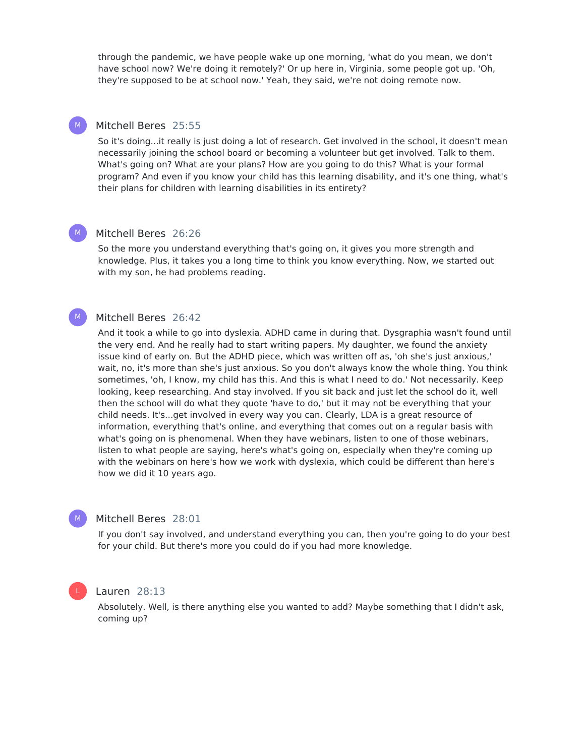through the pandemic, we have people wake up one morning, 'what do you mean, we don't have school now? We're doing it remotely?' Or up here in, Virginia, some people got up. 'Oh, they're supposed to be at school now.' Yeah, they said, we're not doing remote now.

**Mitchell Beres** 25:55

So it's doing...it really is just doing a lot of research. Get involved in the school, it doesn't mean necessarily joining the school board or becoming a volunteer but get involved. Talk to them. What's going on? What are your plans? How are you going to do this? What is your formal program? And even if you know your child has this learning disability, and it's one thing, what's their plans for children with learning disabilities in its entirety?

**Mitchell Beres** 26:26

So the more you understand everything that's going on, it gives you more strength and knowledge. Plus, it takes you a long time to think you know everything. Now, we started out with my son, he had problems reading.

**Mitchell Beres** 26:42

And it took a while to go into dyslexia. ADHD came in during that. Dysgraphia wasn't found until the very end. And he really had to start writing papers. My daughter, we found the anxiety issue kind of early on. But the ADHD piece, which was written off as, 'oh she's just anxious,' wait, no, it's more than she's just anxious. So you don't always know the whole thing. You think sometimes, 'oh, I know, my child has this. And this is what I need to do.' Not necessarily. Keep looking, keep researching. And stay involved. If you sit back and just let the school do it, well then the school will do what they quote 'have to do,' but it may not be everything that your child needs. It's...get involved in every way you can. Clearly, LDA is a great resource of information, everything that's online, and everything that comes out on a regular basis with what's going on is phenomenal. When they have webinars, listen to one of those webinars, listen to what people are saying, here's what's going on, especially when they're coming up with the webinars on here's how we work with dyslexia, which could be different than here's how we did it 10 years ago.

**Mitchell Beres** 28:01

If you don't say involved, and understand everything you can, then you're going to do your best for your child. But there's more you could do if you had more knowledge.

**Lauren** 28:13

Absolutely. Well, is there anything else you wanted to add? Maybe something that I didn't ask, coming up?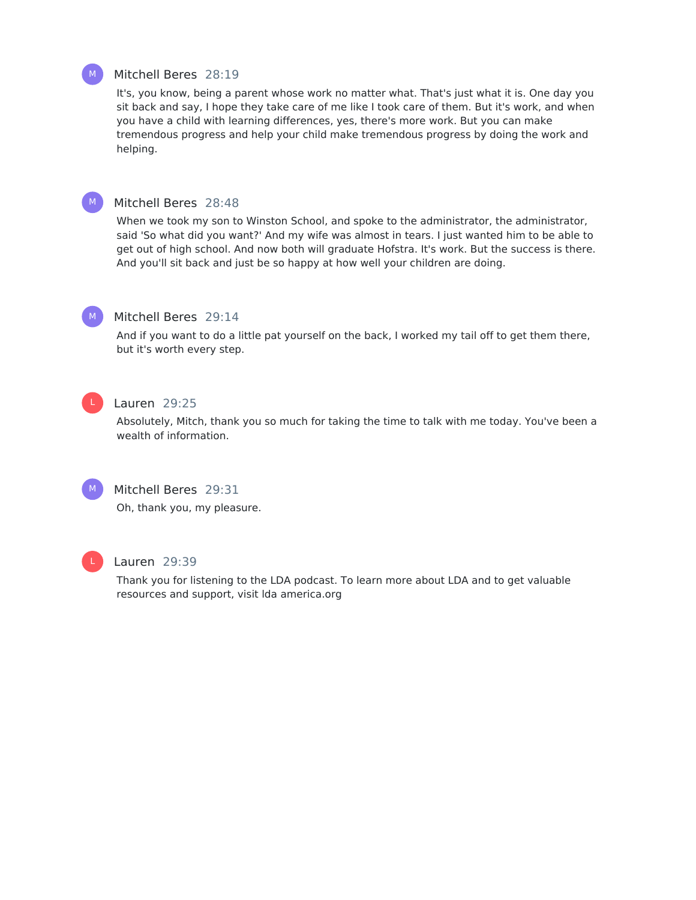Mitchell Beres 28:19

It's, you know, being a parent whose work no matter what. That's just what it is. One day you sit back and say, I hope they take care of me like I took care of them. But it's work, and when you have a child with learning differences, yes, there's more work. But you can make tremendous progress and help your child make tremendous progress by doing the work and helping.

Mitchell Beres 28:48

When we took my son to Winston School, and spoke to the administrator, the administrator, said 'So what did you want?' And my wife was almost in tears. I just wanted him to be able to get out of high school. And now both will graduate Hofstra. It's work. But the success is there. And you'll sit back and just be so happy at how well your children are doing.

Mitchell Beres 29:14

And if you want to do a little pat yourself on the back, I worked my tail off to get them there, but it's worth every step.

Lauren 29:25

Absolutely, Mitch, thank you so much for taking the time to talk with me today. You've been a wealth of information.

Mitchell Beres 29:31

Oh, thank you, my pleasure.

Lauren 29:39

Thank you for listening to the LDA podcast. To learn more about LDA and to get valuable resources and support, visit lda america.org